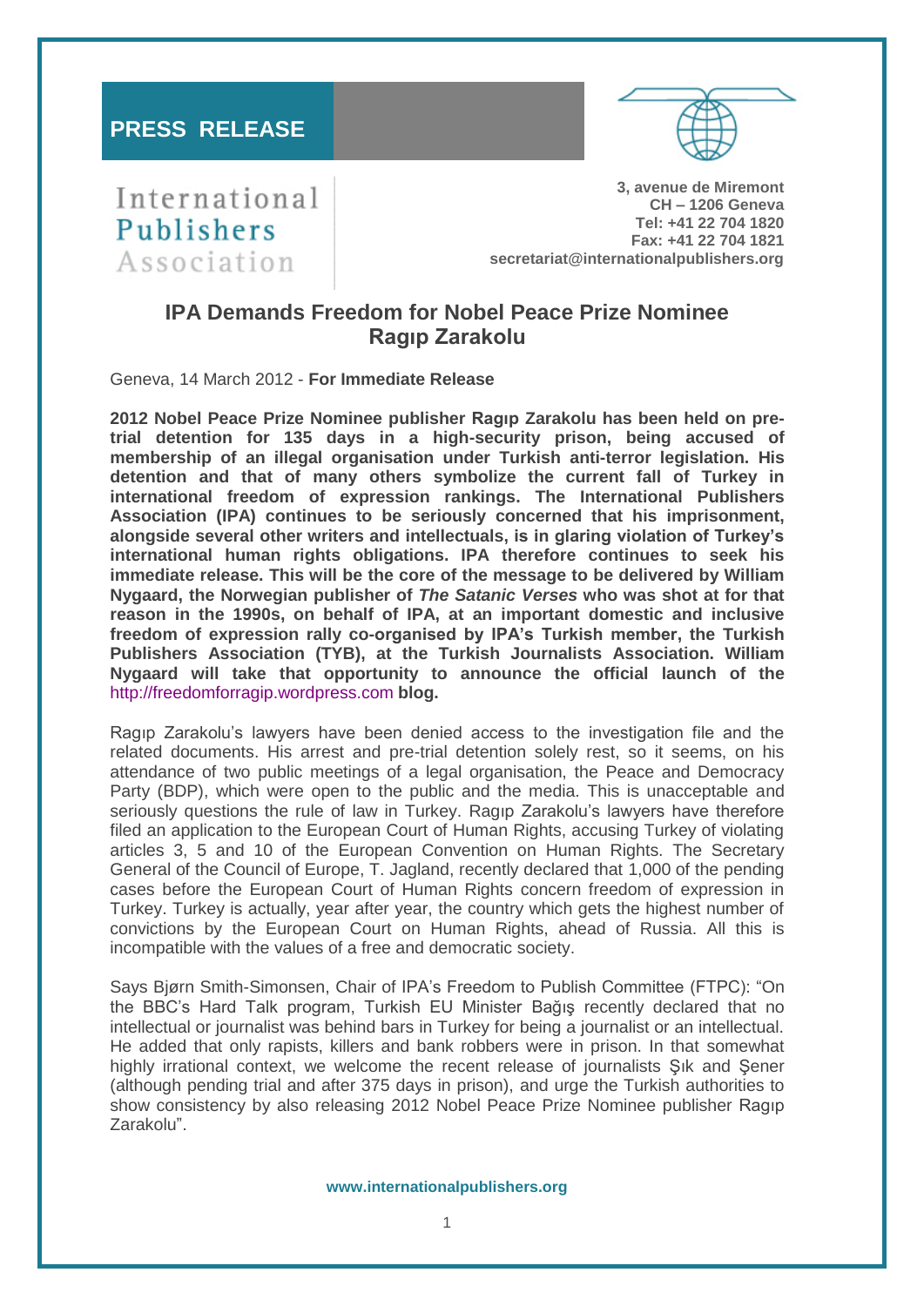**PRESS RELEASE**

International Publishers Association

**3, avenue de Miremont**
**CH – 1206 Geneva**
**Tel: +41 22 704 1820**
**Fax: +41 22 704 1821**
**secretariat@internationalpublishers.org**

## IPA Demands Freedom for Nobel Peace Prize Nominee Ragıp Zarakolu

Geneva, 14 March 2012 - **For Immediate Release**

**2012 Nobel Peace Prize Nominee publisher Ragıp Zarakolu has been held on pre-trial detention for 135 days in a high-security prison, being accused of membership of an illegal organisation under Turkish anti-terror legislation. His detention and that of many others symbolize the current fall of Turkey in international freedom of expression rankings. The International Publishers Association (IPA) continues to be seriously concerned that his imprisonment, alongside several other writers and intellectuals, is in glaring violation of Turkey's international human rights obligations. IPA therefore continues to seek his immediate release. This will be the core of the message to be delivered by William Nygaard, the Norwegian publisher of *The Satanic Verses* who was shot at for that reason in the 1990s, on behalf of IPA, at an important domestic and inclusive freedom of expression rally co-organised by IPA's Turkish member, the Turkish Publishers Association (TYB), at the Turkish Journalists Association. William Nygaard will take that opportunity to announce the official launch of the** http://freedomforragip.wordpress.com **blog.**

Ragıp Zarakolu's lawyers have been denied access to the investigation file and the related documents. His arrest and pre-trial detention solely rest, so it seems, on his attendance of two public meetings of a legal organisation, the Peace and Democracy Party (BDP), which were open to the public and the media. This is unacceptable and seriously questions the rule of law in Turkey. Ragıp Zarakolu's lawyers have therefore filed an application to the European Court of Human Rights, accusing Turkey of violating articles 3, 5 and 10 of the European Convention on Human Rights. The Secretary General of the Council of Europe, T. Jagland, recently declared that 1,000 of the pending cases before the European Court of Human Rights concern freedom of expression in Turkey. Turkey is actually, year after year, the country which gets the highest number of convictions by the European Court on Human Rights, ahead of Russia. All this is incompatible with the values of a free and democratic society.

Says Bjørn Smith-Simonsen, Chair of IPA's Freedom to Publish Committee (FTPC): "On the BBC's Hard Talk program, Turkish EU Minister Bağış recently declared that no intellectual or journalist was behind bars in Turkey for being a journalist or an intellectual. He added that only rapists, killers and bank robbers were in prison. In that somewhat highly irrational context, we welcome the recent release of journalists Şık and Şener (although pending trial and after 375 days in prison), and urge the Turkish authorities to show consistency by also releasing 2012 Nobel Peace Prize Nominee publisher Ragıp Zarakolu".

**www.internationalpublishers.org**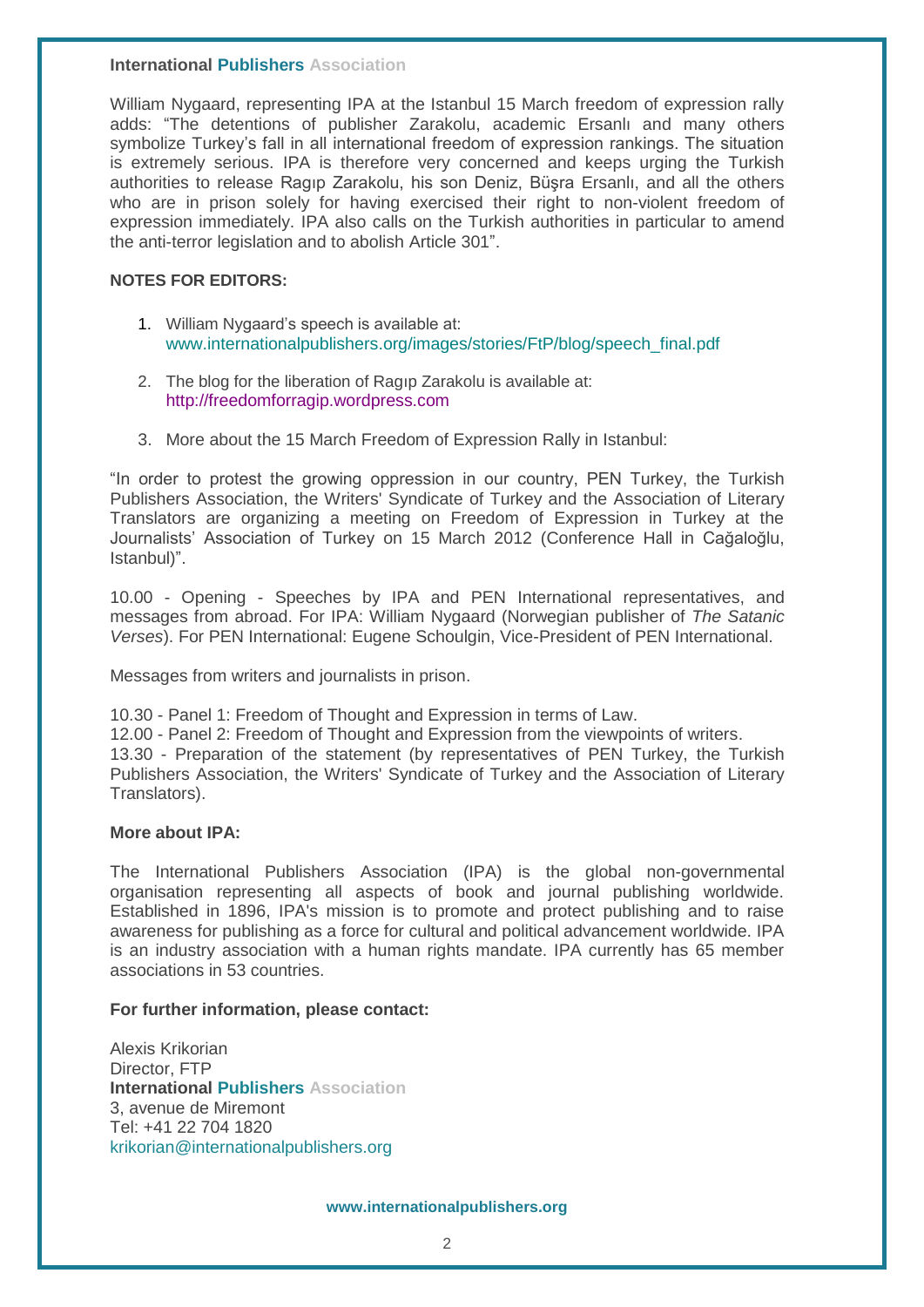William Nygaard, representing IPA at the Istanbul 15 March freedom of expression rally adds: "The detentions of publisher Zarakolu, academic Ersanlı and many others symbolize Turkey's fall in all international freedom of expression rankings. The situation is extremely serious. IPA is therefore very concerned and keeps urging the Turkish authorities to release Ragıp Zarakolu, his son Deniz, Büşra Ersanlı, and all the others who are in prison solely for having exercised their right to non-violent freedom of expression immediately. IPA also calls on the Turkish authorities in particular to amend the anti-terror legislation and to abolish Article 301".

**NOTES FOR EDITORS:**

1. William Nygaard's speech is available at: www.internationalpublishers.org/images/stories/FtP/blog/speech_final.pdf

2. The blog for the liberation of Ragıp Zarakolu is available at: http://freedomforragip.wordpress.com

3. More about the 15 March Freedom of Expression Rally in Istanbul:

"In order to protest the growing oppression in our country, PEN Turkey, the Turkish Publishers Association, the Writers' Syndicate of Turkey and the Association of Literary Translators are organizing a meeting on Freedom of Expression in Turkey at the Journalists' Association of Turkey on 15 March 2012 (Conference Hall in Cağaloğlu, Istanbul)".

10.00 - Opening - Speeches by IPA and PEN International representatives, and messages from abroad. For IPA: William Nygaard (Norwegian publisher of *The Satanic Verses*). For PEN International: Eugene Schoulgin, Vice-President of PEN International.

Messages from writers and journalists in prison.

10.30 - Panel 1: Freedom of Thought and Expression in terms of Law.
12.00 - Panel 2: Freedom of Thought and Expression from the viewpoints of writers.
13.30 - Preparation of the statement (by representatives of PEN Turkey, the Turkish Publishers Association, the Writers' Syndicate of Turkey and the Association of Literary Translators).

**More about IPA:**

The International Publishers Association (IPA) is the global non-governmental organisation representing all aspects of book and journal publishing worldwide. Established in 1896, IPA's mission is to promote and protect publishing and to raise awareness for publishing as a force for cultural and political advancement worldwide. IPA is an industry association with a human rights mandate. IPA currently has 65 member associations in 53 countries.

**For further information, please contact:**

Alexis Krikorian
Director, FTP
**International Publishers Association**
3, avenue de Miremont
Tel: +41 22 704 1820
krikorian@internationalpublishers.org